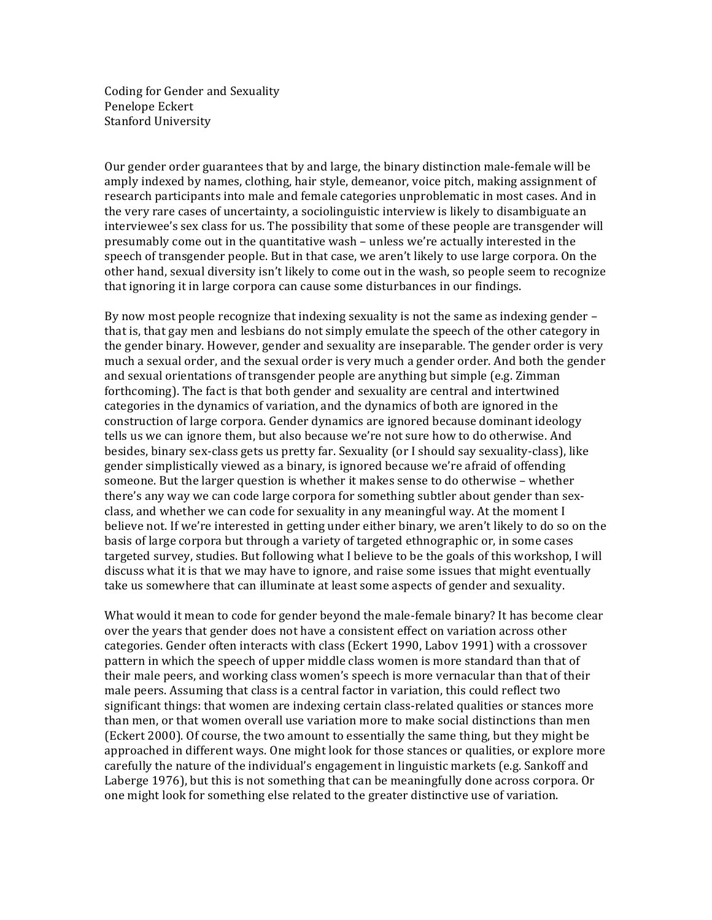# Coding for Gender and Sexuality

Penelope Eckert
Stanford University

Our gender order guarantees that by and large, the binary distinction male-female will be amply indexed by names, clothing, hair style, demeanor, voice pitch, making assignment of research participants into male and female categories unproblematic in most cases. And in the very rare cases of uncertainty, a sociolinguistic interview is likely to disambiguate an interviewee's sex class for us. The possibility that some of these people are transgender will presumably come out in the quantitative wash – unless we're actually interested in the speech of transgender people. But in that case, we aren't likely to use large corpora. On the other hand, sexual diversity isn't likely to come out in the wash, so people seem to recognize that ignoring it in large corpora can cause some disturbances in our findings.

By now most people recognize that indexing sexuality is not the same as indexing gender – that is, that gay men and lesbians do not simply emulate the speech of the other category in the gender binary. However, gender and sexuality are inseparable. The gender order is very much a sexual order, and the sexual order is very much a gender order. And both the gender and sexual orientations of transgender people are anything but simple (e.g. Zimman forthcoming). The fact is that both gender and sexuality are central and intertwined categories in the dynamics of variation, and the dynamics of both are ignored in the construction of large corpora. Gender dynamics are ignored because dominant ideology tells us we can ignore them, but also because we're not sure how to do otherwise. And besides, binary sex-class gets us pretty far. Sexuality (or I should say sexuality-class), like gender simplistically viewed as a binary, is ignored because we're afraid of offending someone. But the larger question is whether it makes sense to do otherwise – whether there's any way we can code large corpora for something subtler about gender than sex-class, and whether we can code for sexuality in any meaningful way. At the moment I believe not. If we're interested in getting under either binary, we aren't likely to do so on the basis of large corpora but through a variety of targeted ethnographic or, in some cases targeted survey, studies. But following what I believe to be the goals of this workshop, I will discuss what it is that we may have to ignore, and raise some issues that might eventually take us somewhere that can illuminate at least some aspects of gender and sexuality.

What would it mean to code for gender beyond the male-female binary? It has become clear over the years that gender does not have a consistent effect on variation across other categories. Gender often interacts with class (Eckert 1990, Labov 1991) with a crossover pattern in which the speech of upper middle class women is more standard than that of their male peers, and working class women's speech is more vernacular than that of their male peers. Assuming that class is a central factor in variation, this could reflect two significant things: that women are indexing certain class-related qualities or stances more than men, or that women overall use variation more to make social distinctions than men (Eckert 2000). Of course, the two amount to essentially the same thing, but they might be approached in different ways. One might look for those stances or qualities, or explore more carefully the nature of the individual's engagement in linguistic markets (e.g. Sankoff and Laberge 1976), but this is not something that can be meaningfully done across corpora. Or one might look for something else related to the greater distinctive use of variation.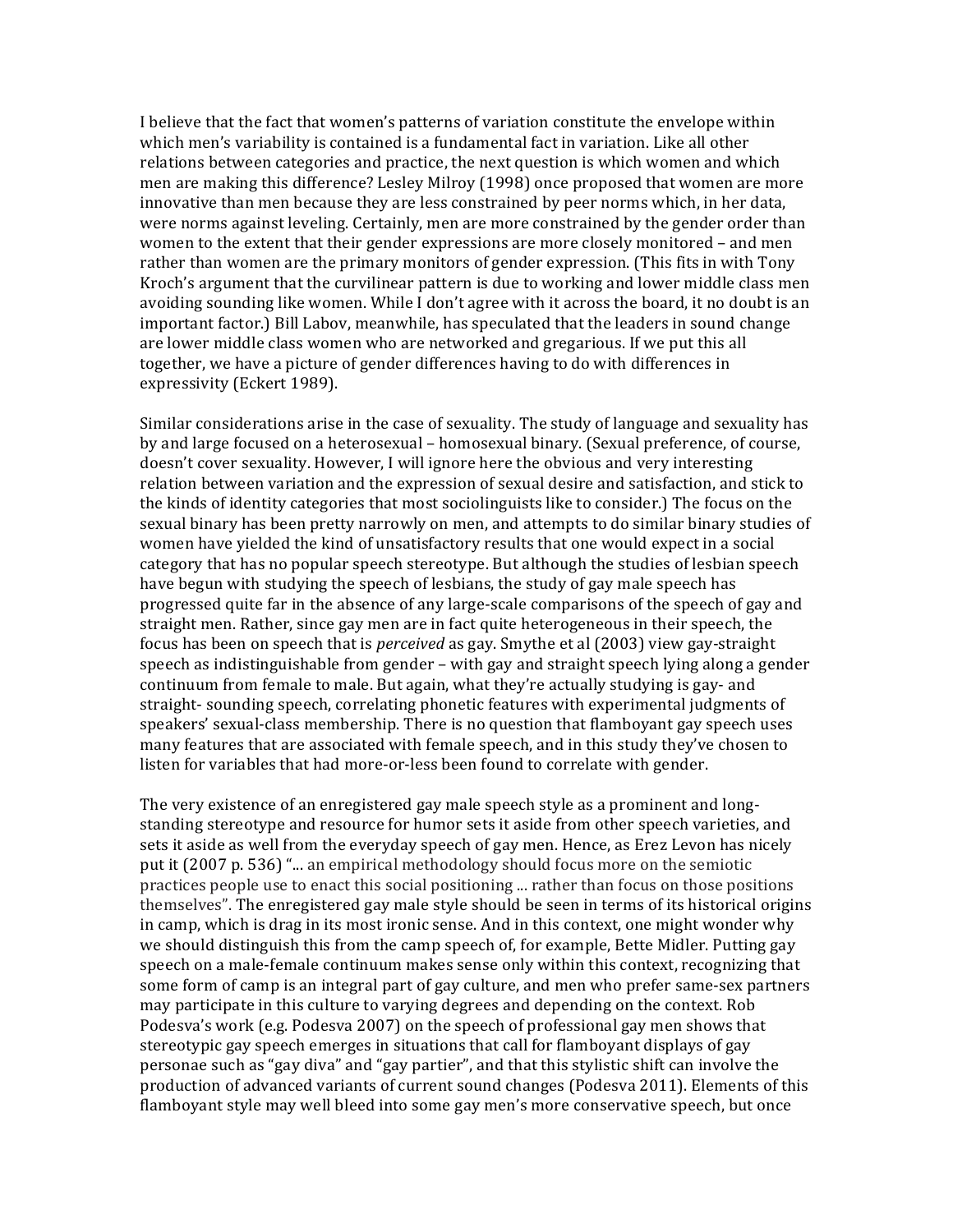I believe that the fact that women's patterns of variation constitute the envelope within which men's variability is contained is a fundamental fact in variation. Like all other relations between categories and practice, the next question is which women and which men are making this difference? Lesley Milroy (1998) once proposed that women are more innovative than men because they are less constrained by peer norms which, in her data, were norms against leveling. Certainly, men are more constrained by the gender order than women to the extent that their gender expressions are more closely monitored – and men rather than women are the primary monitors of gender expression. (This fits in with Tony Kroch's argument that the curvilinear pattern is due to working and lower middle class men avoiding sounding like women. While I don't agree with it across the board, it no doubt is an important factor.) Bill Labov, meanwhile, has speculated that the leaders in sound change are lower middle class women who are networked and gregarious. If we put this all together, we have a picture of gender differences having to do with differences in expressivity (Eckert 1989).

Similar considerations arise in the case of sexuality. The study of language and sexuality has by and large focused on a heterosexual – homosexual binary. (Sexual preference, of course, doesn't cover sexuality. However, I will ignore here the obvious and very interesting relation between variation and the expression of sexual desire and satisfaction, and stick to the kinds of identity categories that most sociolinguists like to consider.) The focus on the sexual binary has been pretty narrowly on men, and attempts to do similar binary studies of women have yielded the kind of unsatisfactory results that one would expect in a social category that has no popular speech stereotype. But although the studies of lesbian speech have begun with studying the speech of lesbians, the study of gay male speech has progressed quite far in the absence of any large-scale comparisons of the speech of gay and straight men. Rather, since gay men are in fact quite heterogeneous in their speech, the focus has been on speech that is *perceived* as gay. Smythe et al (2003) view gay-straight speech as indistinguishable from gender – with gay and straight speech lying along a gender continuum from female to male. But again, what they're actually studying is gay- and straight- sounding speech, correlating phonetic features with experimental judgments of speakers' sexual-class membership. There is no question that flamboyant gay speech uses many features that are associated with female speech, and in this study they've chosen to listen for variables that had more-or-less been found to correlate with gender.

The very existence of an enregistered gay male speech style as a prominent and long-standing stereotype and resource for humor sets it aside from other speech varieties, and sets it aside as well from the everyday speech of gay men. Hence, as Erez Levon has nicely put it (2007 p. 536) "... an empirical methodology should focus more on the semiotic practices people use to enact this social positioning ... rather than focus on those positions themselves". The enregistered gay male style should be seen in terms of its historical origins in camp, which is drag in its most ironic sense. And in this context, one might wonder why we should distinguish this from the camp speech of, for example, Bette Midler. Putting gay speech on a male-female continuum makes sense only within this context, recognizing that some form of camp is an integral part of gay culture, and men who prefer same-sex partners may participate in this culture to varying degrees and depending on the context. Rob Podesva's work (e.g. Podesva 2007) on the speech of professional gay men shows that stereotypic gay speech emerges in situations that call for flamboyant displays of gay personae such as "gay diva" and "gay partier", and that this stylistic shift can involve the production of advanced variants of current sound changes (Podesva 2011). Elements of this flamboyant style may well bleed into some gay men's more conservative speech, but once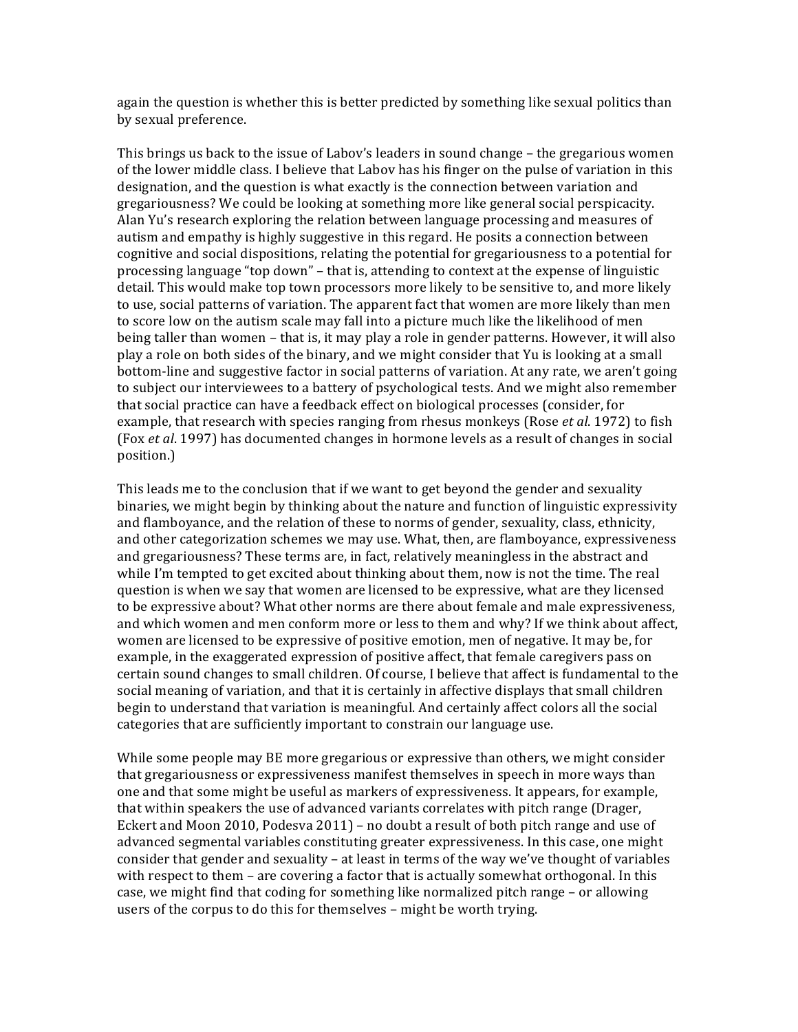again the question is whether this is better predicted by something like sexual politics than by sexual preference.

This brings us back to the issue of Labov's leaders in sound change – the gregarious women of the lower middle class. I believe that Labov has his finger on the pulse of variation in this designation, and the question is what exactly is the connection between variation and gregariousness? We could be looking at something more like general social perspicacity. Alan Yu's research exploring the relation between language processing and measures of autism and empathy is highly suggestive in this regard. He posits a connection between cognitive and social dispositions, relating the potential for gregariousness to a potential for processing language "top down" – that is, attending to context at the expense of linguistic detail. This would make top town processors more likely to be sensitive to, and more likely to use, social patterns of variation. The apparent fact that women are more likely than men to score low on the autism scale may fall into a picture much like the likelihood of men being taller than women – that is, it may play a role in gender patterns. However, it will also play a role on both sides of the binary, and we might consider that Yu is looking at a small bottom-line and suggestive factor in social patterns of variation. At any rate, we aren't going to subject our interviewees to a battery of psychological tests. And we might also remember that social practice can have a feedback effect on biological processes (consider, for example, that research with species ranging from rhesus monkeys (Rose *et al*. 1972) to fish (Fox *et al*. 1997) has documented changes in hormone levels as a result of changes in social position.)

This leads me to the conclusion that if we want to get beyond the gender and sexuality binaries, we might begin by thinking about the nature and function of linguistic expressivity and flamboyance, and the relation of these to norms of gender, sexuality, class, ethnicity, and other categorization schemes we may use. What, then, are flamboyance, expressiveness and gregariousness? These terms are, in fact, relatively meaningless in the abstract and while I'm tempted to get excited about thinking about them, now is not the time. The real question is when we say that women are licensed to be expressive, what are they licensed to be expressive about? What other norms are there about female and male expressiveness, and which women and men conform more or less to them and why? If we think about affect, women are licensed to be expressive of positive emotion, men of negative. It may be, for example, in the exaggerated expression of positive affect, that female caregivers pass on certain sound changes to small children. Of course, I believe that affect is fundamental to the social meaning of variation, and that it is certainly in affective displays that small children begin to understand that variation is meaningful. And certainly affect colors all the social categories that are sufficiently important to constrain our language use.

While some people may BE more gregarious or expressive than others, we might consider that gregariousness or expressiveness manifest themselves in speech in more ways than one and that some might be useful as markers of expressiveness. It appears, for example, that within speakers the use of advanced variants correlates with pitch range (Drager, Eckert and Moon 2010, Podesva 2011) – no doubt a result of both pitch range and use of advanced segmental variables constituting greater expressiveness. In this case, one might consider that gender and sexuality – at least in terms of the way we've thought of variables with respect to them – are covering a factor that is actually somewhat orthogonal. In this case, we might find that coding for something like normalized pitch range – or allowing users of the corpus to do this for themselves – might be worth trying.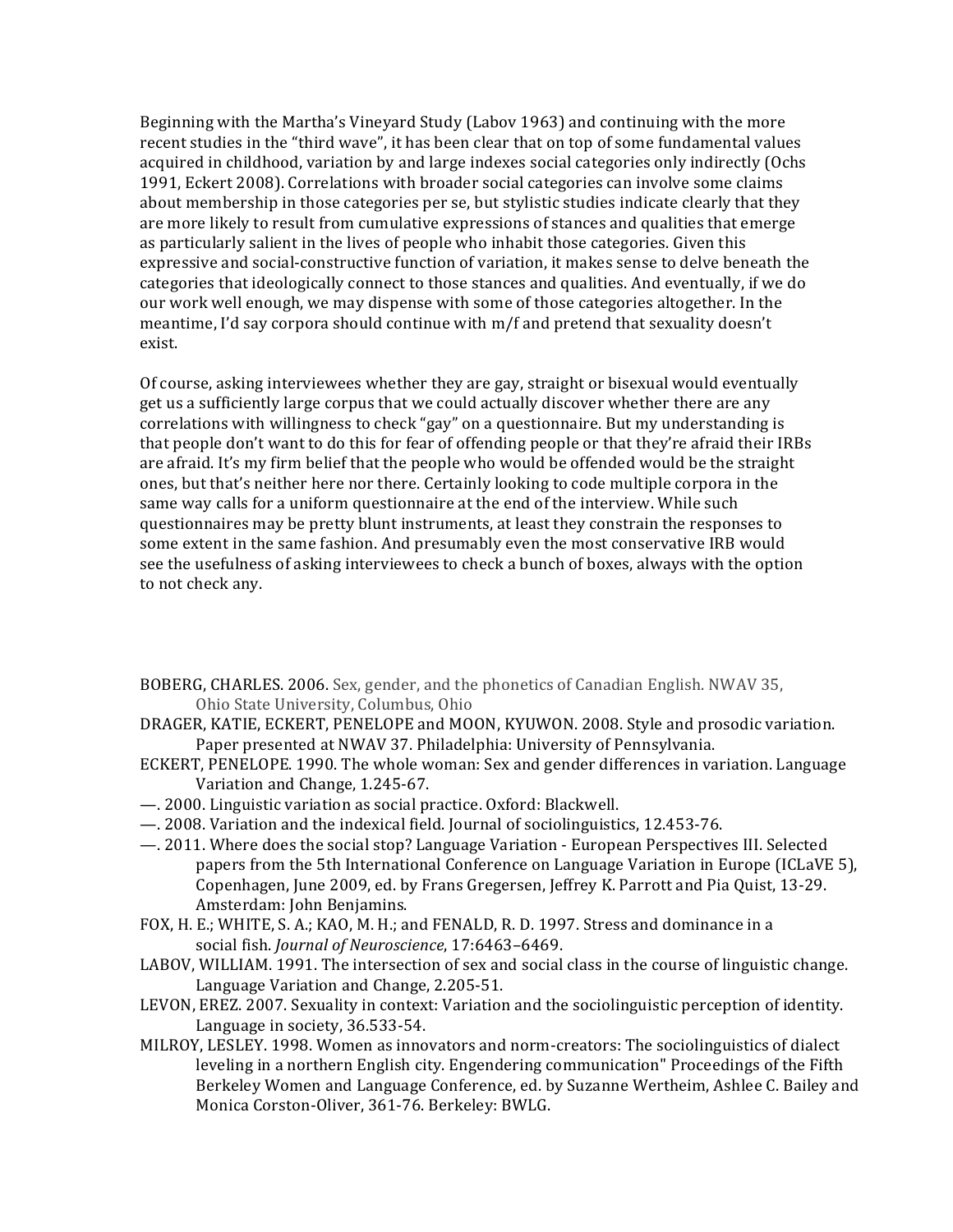Beginning with the Martha's Vineyard Study (Labov 1963) and continuing with the more recent studies in the "third wave", it has been clear that on top of some fundamental values acquired in childhood, variation by and large indexes social categories only indirectly (Ochs 1991, Eckert 2008). Correlations with broader social categories can involve some claims about membership in those categories per se, but stylistic studies indicate clearly that they are more likely to result from cumulative expressions of stances and qualities that emerge as particularly salient in the lives of people who inhabit those categories. Given this expressive and social-constructive function of variation, it makes sense to delve beneath the categories that ideologically connect to those stances and qualities. And eventually, if we do our work well enough, we may dispense with some of those categories altogether. In the meantime, I'd say corpora should continue with m/f and pretend that sexuality doesn't exist.

Of course, asking interviewees whether they are gay, straight or bisexual would eventually get us a sufficiently large corpus that we could actually discover whether there are any correlations with willingness to check "gay" on a questionnaire. But my understanding is that people don't want to do this for fear of offending people or that they're afraid their IRBs are afraid. It's my firm belief that the people who would be offended would be the straight ones, but that's neither here nor there. Certainly looking to code multiple corpora in the same way calls for a uniform questionnaire at the end of the interview. While such questionnaires may be pretty blunt instruments, at least they constrain the responses to some extent in the same fashion. And presumably even the most conservative IRB would see the usefulness of asking interviewees to check a bunch of boxes, always with the option to not check any.

BOBERG, CHARLES. 2006. Sex, gender, and the phonetics of Canadian English. NWAV 35, Ohio State University, Columbus, Ohio

DRAGER, KATIE, ECKERT, PENELOPE and MOON, KYUWON. 2008. Style and prosodic variation. Paper presented at NWAV 37. Philadelphia: University of Pennsylvania.

ECKERT, PENELOPE. 1990. The whole woman: Sex and gender differences in variation. Language Variation and Change, 1.245-67.

—. 2000. Linguistic variation as social practice. Oxford: Blackwell.

—. 2008. Variation and the indexical field. Journal of sociolinguistics, 12.453-76.

—. 2011. Where does the social stop? Language Variation - European Perspectives III. Selected papers from the 5th International Conference on Language Variation in Europe (ICLaVE 5), Copenhagen, June 2009, ed. by Frans Gregersen, Jeffrey K. Parrott and Pia Quist, 13-29. Amsterdam: John Benjamins.

FOX, H. E.; WHITE, S. A.; KAO, M. H.; and FENALD, R. D. 1997. Stress and dominance in a social fish. *Journal of Neuroscience*, 17:6463–6469.

LABOV, WILLIAM. 1991. The intersection of sex and social class in the course of linguistic change. Language Variation and Change, 2.205-51.

LEVON, EREZ. 2007. Sexuality in context: Variation and the sociolinguistic perception of identity. Language in society, 36.533-54.

MILROY, LESLEY. 1998. Women as innovators and norm-creators: The sociolinguistics of dialect leveling in a northern English city. Engendering communication" Proceedings of the Fifth Berkeley Women and Language Conference, ed. by Suzanne Wertheim, Ashlee C. Bailey and Monica Corston-Oliver, 361-76. Berkeley: BWLG.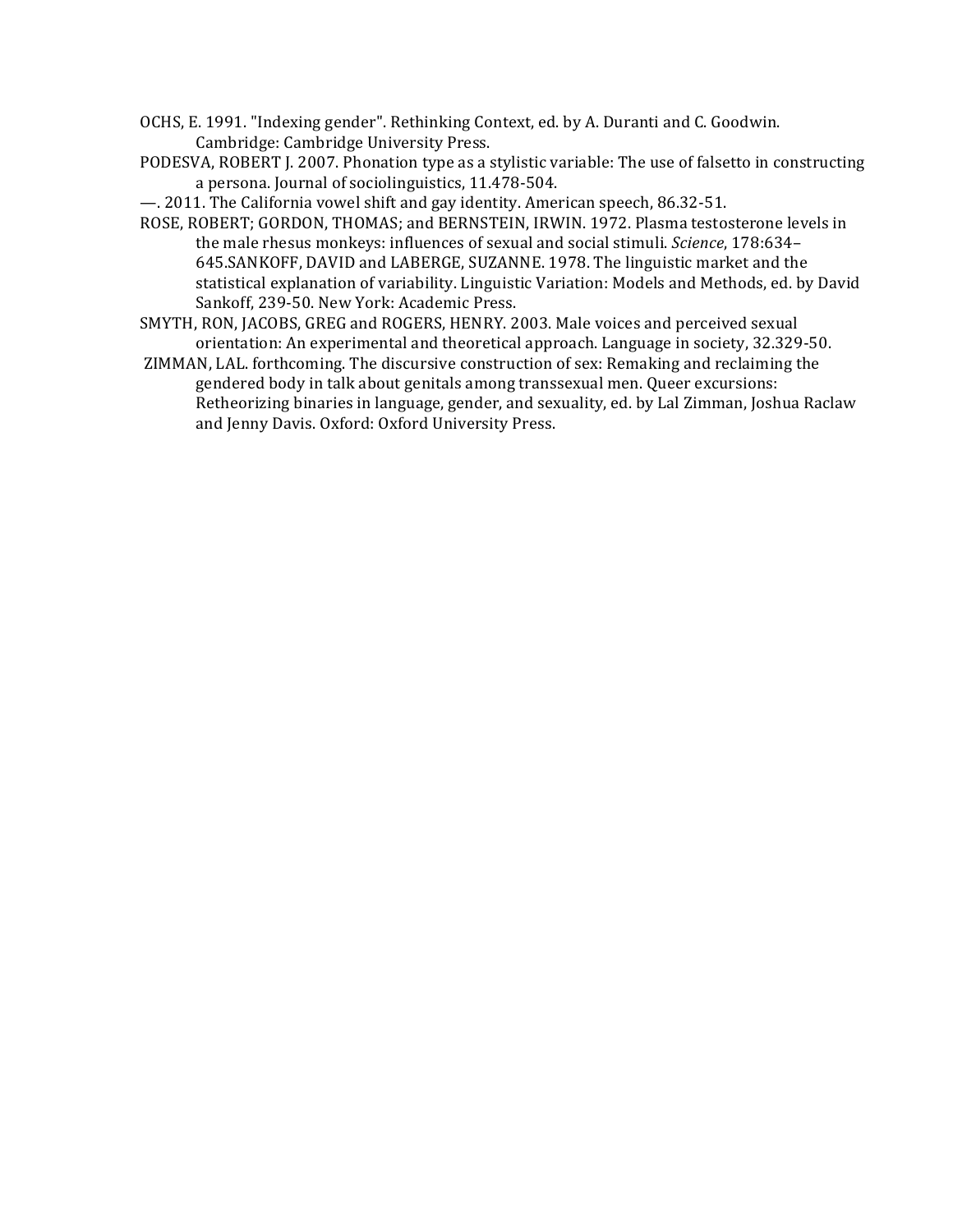OCHS, E. 1991. "Indexing gender". Rethinking Context, ed. by A. Duranti and C. Goodwin. Cambridge: Cambridge University Press.

PODESVA, ROBERT J. 2007. Phonation type as a stylistic variable: The use of falsetto in constructing a persona. Journal of sociolinguistics, 11.478-504.

—. 2011. The California vowel shift and gay identity. American speech, 86.32-51.

ROSE, ROBERT; GORDON, THOMAS; and BERNSTEIN, IRWIN. 1972. Plasma testosterone levels in the male rhesus monkeys: influences of sexual and social stimuli. *Science*, 178:634–645.SANKOFF, DAVID and LABERGE, SUZANNE. 1978. The linguistic market and the statistical explanation of variability. Linguistic Variation: Models and Methods, ed. by David Sankoff, 239-50. New York: Academic Press.

SMYTH, RON, JACOBS, GREG and ROGERS, HENRY. 2003. Male voices and perceived sexual orientation: An experimental and theoretical approach. Language in society, 32.329-50.

ZIMMAN, LAL. forthcoming. The discursive construction of sex: Remaking and reclaiming the gendered body in talk about genitals among transsexual men. Queer excursions: Retheorizing binaries in language, gender, and sexuality, ed. by Lal Zimman, Joshua Raclaw and Jenny Davis. Oxford: Oxford University Press.